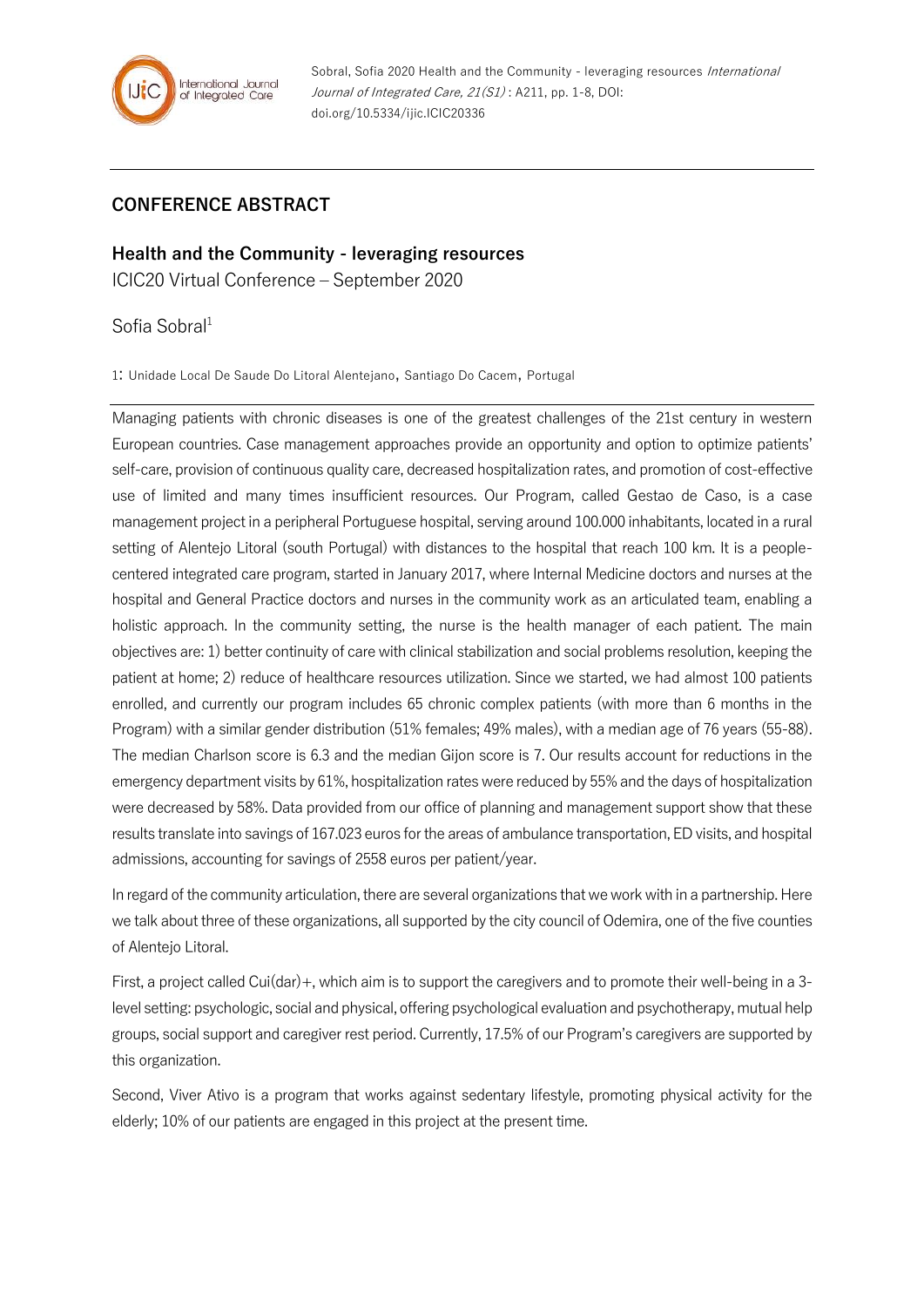Sobral, Sofia 2020 Health and the Community - leveraging resources *International Journal of Integrated Care, 21(S1)* : A211, pp. 1-8, DOI: doi.org/10.5334/ijic.ICIC20336

## CONFERENCE ABSTRACT

# Health and the Community - leveraging resources

ICIC20 Virtual Conference – September 2020

Sofia Sobral[1]

1: Unidade Local De Saude Do Litoral Alentejano, Santiago Do Cacem, Portugal

Managing patients with chronic diseases is one of the greatest challenges of the 21st century in western European countries. Case management approaches provide an opportunity and option to optimize patients' self-care, provision of continuous quality care, decreased hospitalization rates, and promotion of cost-effective use of limited and many times insufficient resources. Our Program, called Gestao de Caso, is a case management project in a peripheral Portuguese hospital, serving around 100.000 inhabitants, located in a rural setting of Alentejo Litoral (south Portugal) with distances to the hospital that reach 100 km. It is a people-centered integrated care program, started in January 2017, where Internal Medicine doctors and nurses at the hospital and General Practice doctors and nurses in the community work as an articulated team, enabling a holistic approach. In the community setting, the nurse is the health manager of each patient. The main objectives are: 1) better continuity of care with clinical stabilization and social problems resolution, keeping the patient at home; 2) reduce of healthcare resources utilization. Since we started, we had almost 100 patients enrolled, and currently our program includes 65 chronic complex patients (with more than 6 months in the Program) with a similar gender distribution (51% females; 49% males), with a median age of 76 years (55-88). The median Charlson score is 6.3 and the median Gijon score is 7. Our results account for reductions in the emergency department visits by 61%, hospitalization rates were reduced by 55% and the days of hospitalization were decreased by 58%. Data provided from our office of planning and management support show that these results translate into savings of 167.023 euros for the areas of ambulance transportation, ED visits, and hospital admissions, accounting for savings of 2558 euros per patient/year.

In regard of the community articulation, there are several organizations that we work with in a partnership. Here we talk about three of these organizations, all supported by the city council of Odemira, one of the five counties of Alentejo Litoral.

First, a project called Cui(dar)+, which aim is to support the caregivers and to promote their well-being in a 3-level setting: psychologic, social and physical, offering psychological evaluation and psychotherapy, mutual help groups, social support and caregiver rest period. Currently, 17.5% of our Program's caregivers are supported by this organization.

Second, Viver Ativo is a program that works against sedentary lifestyle, promoting physical activity for the elderly; 10% of our patients are engaged in this project at the present time.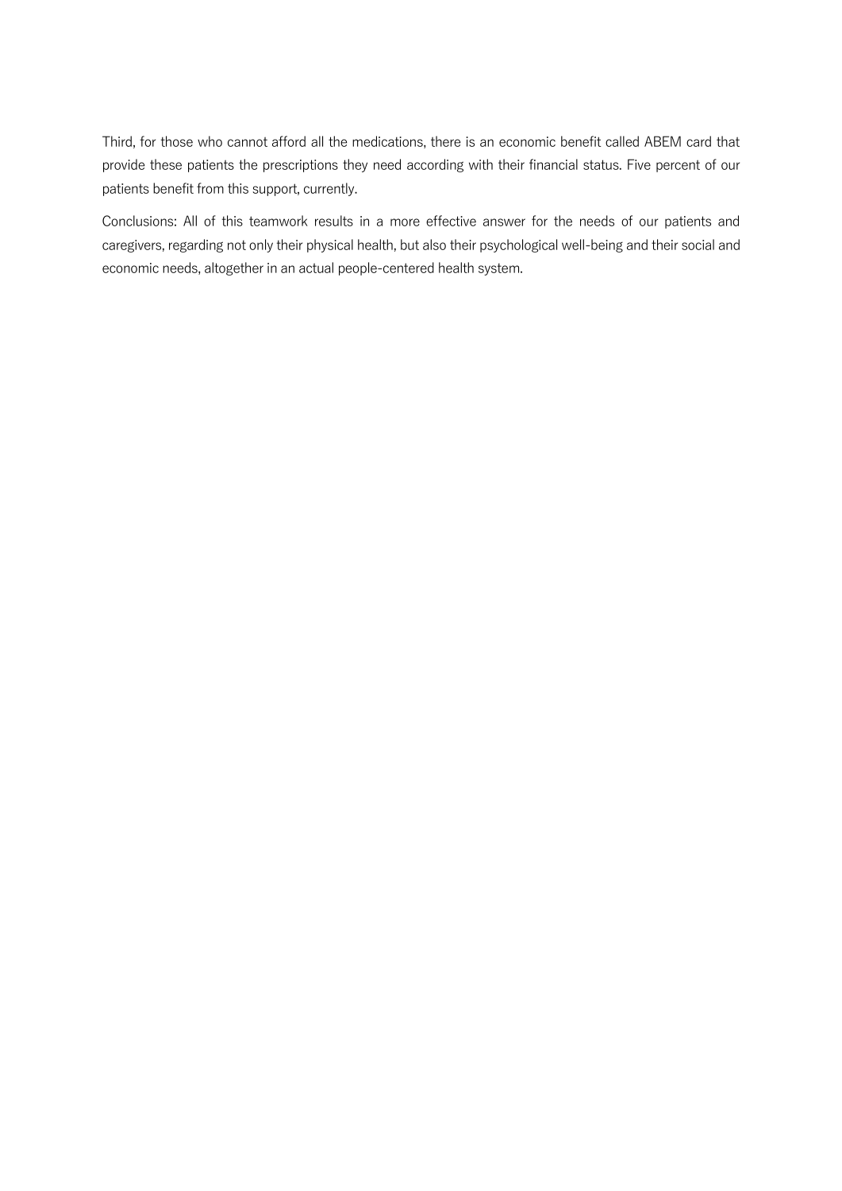Third, for those who cannot afford all the medications, there is an economic benefit called ABEM card that provide these patients the prescriptions they need according with their financial status. Five percent of our patients benefit from this support, currently.

Conclusions: All of this teamwork results in a more effective answer for the needs of our patients and caregivers, regarding not only their physical health, but also their psychological well-being and their social and economic needs, altogether in an actual people-centered health system.